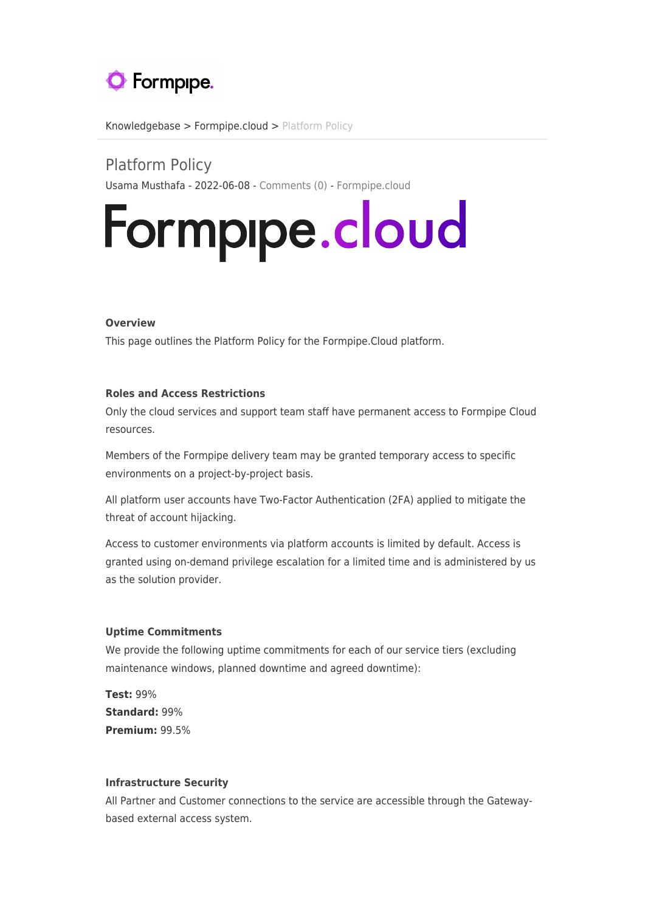Knowledgebase > Formpipe.cloud > Platform Policy

# Platform Policy

Usama Musthafa - 2022-06-08 - Comments (0) - Formpipe.cloud

Formpipe.cloud

**Overview**

This page outlines the Platform Policy for the Formpipe.Cloud platform.

**Roles and Access Restrictions**

Only the cloud services and support team staff have permanent access to Formpipe Cloud resources.

Members of the Formpipe delivery team may be granted temporary access to specific environments on a project-by-project basis.

All platform user accounts have Two-Factor Authentication (2FA) applied to mitigate the threat of account hijacking.

Access to customer environments via platform accounts is limited by default. Access is granted using on-demand privilege escalation for a limited time and is administered by us as the solution provider.

**Uptime Commitments**

We provide the following uptime commitments for each of our service tiers (excluding maintenance windows, planned downtime and agreed downtime):

**Test:** 99%
**Standard:** 99%
**Premium:** 99.5%

**Infrastructure Security**

All Partner and Customer connections to the service are accessible through the Gateway-based external access system.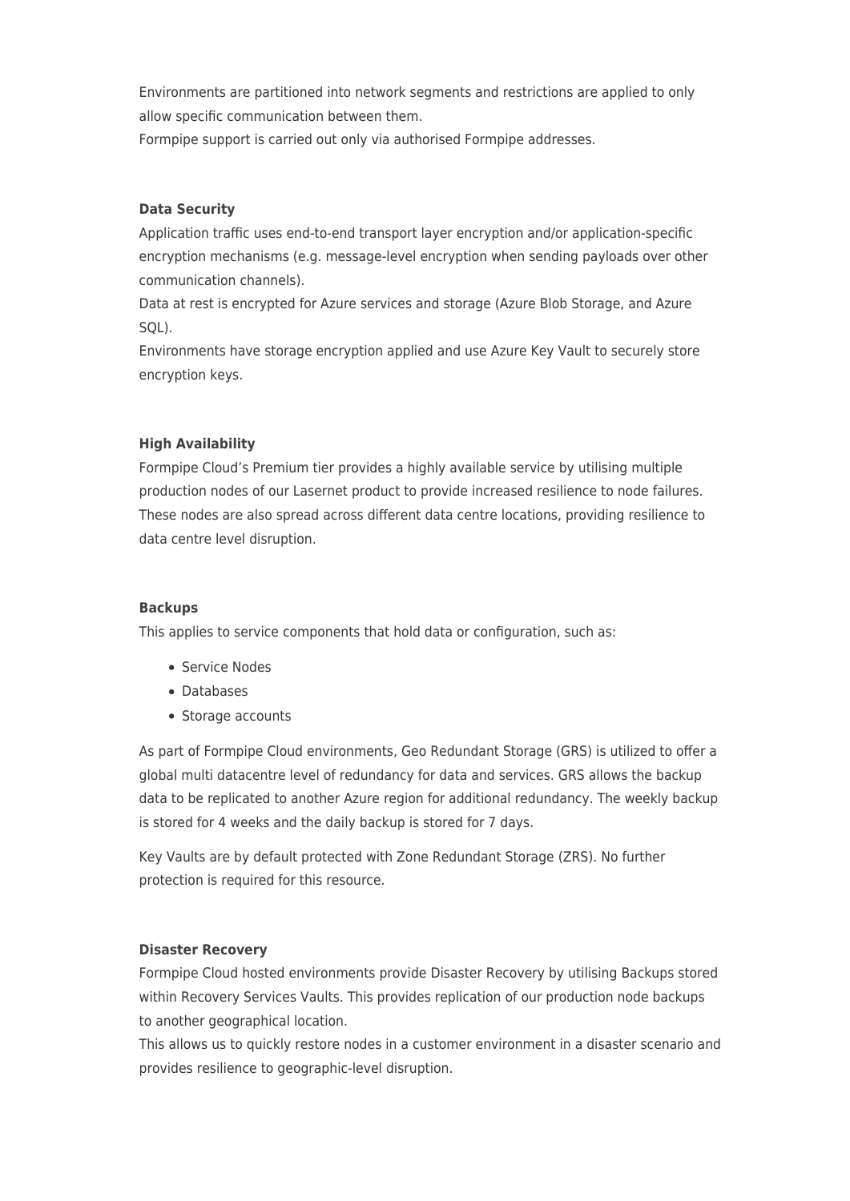Environments are partitioned into network segments and restrictions are applied to only allow specific communication between them.
Formpipe support is carried out only via authorised Formpipe addresses.

**Data Security**

Application traffic uses end-to-end transport layer encryption and/or application-specific encryption mechanisms (e.g. message-level encryption when sending payloads over other communication channels).
Data at rest is encrypted for Azure services and storage (Azure Blob Storage, and Azure SQL).
Environments have storage encryption applied and use Azure Key Vault to securely store encryption keys.

**High Availability**

Formpipe Cloud's Premium tier provides a highly available service by utilising multiple production nodes of our Lasernet product to provide increased resilience to node failures. These nodes are also spread across different data centre locations, providing resilience to data centre level disruption.

**Backups**

This applies to service components that hold data or configuration, such as:

- Service Nodes
- Databases
- Storage accounts

As part of Formpipe Cloud environments, Geo Redundant Storage (GRS) is utilized to offer a global multi datacentre level of redundancy for data and services. GRS allows the backup data to be replicated to another Azure region for additional redundancy. The weekly backup is stored for 4 weeks and the daily backup is stored for 7 days.

Key Vaults are by default protected with Zone Redundant Storage (ZRS). No further protection is required for this resource.

**Disaster Recovery**

Formpipe Cloud hosted environments provide Disaster Recovery by utilising Backups stored within Recovery Services Vaults. This provides replication of our production node backups to another geographical location.
This allows us to quickly restore nodes in a customer environment in a disaster scenario and provides resilience to geographic-level disruption.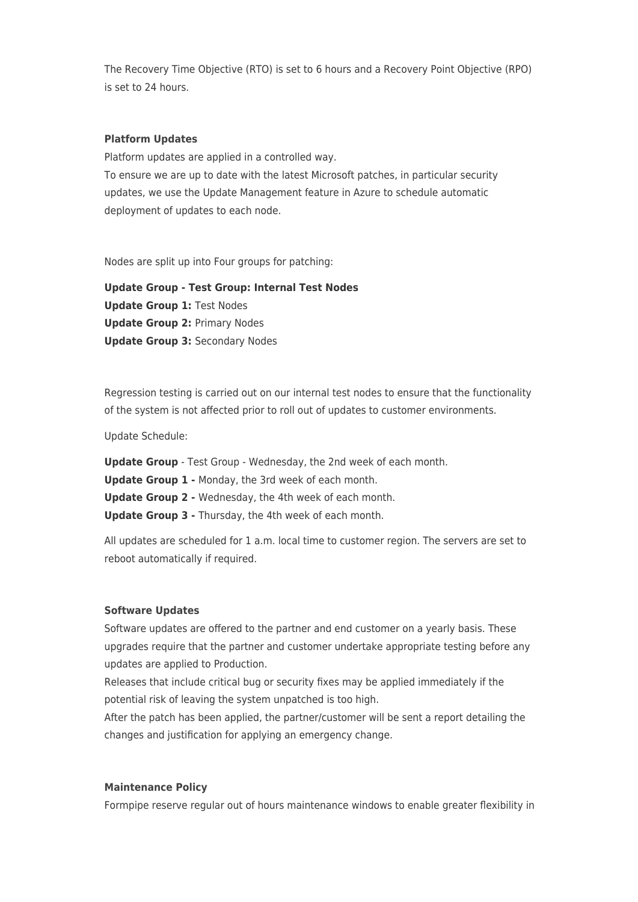The Recovery Time Objective (RTO) is set to 6 hours and a Recovery Point Objective (RPO) is set to 24 hours.

**Platform Updates**

Platform updates are applied in a controlled way.
To ensure we are up to date with the latest Microsoft patches, in particular security updates, we use the Update Management feature in Azure to schedule automatic deployment of updates to each node.

Nodes are split up into Four groups for patching:

**Update Group - Test Group: Internal Test Nodes**
**Update Group 1:** Test Nodes
**Update Group 2:** Primary Nodes
**Update Group 3:** Secondary Nodes

Regression testing is carried out on our internal test nodes to ensure that the functionality of the system is not affected prior to roll out of updates to customer environments.

Update Schedule:

**Update Group** - Test Group - Wednesday, the 2nd week of each month.
**Update Group 1 -** Monday, the 3rd week of each month.
**Update Group 2 -** Wednesday, the 4th week of each month.
**Update Group 3 -** Thursday, the 4th week of each month.

All updates are scheduled for 1 a.m. local time to customer region. The servers are set to reboot automatically if required.

**Software Updates**

Software updates are offered to the partner and end customer on a yearly basis. These upgrades require that the partner and customer undertake appropriate testing before any updates are applied to Production.
Releases that include critical bug or security fixes may be applied immediately if the potential risk of leaving the system unpatched is too high.
After the patch has been applied, the partner/customer will be sent a report detailing the changes and justification for applying an emergency change.

**Maintenance Policy**

Formpipe reserve regular out of hours maintenance windows to enable greater flexibility in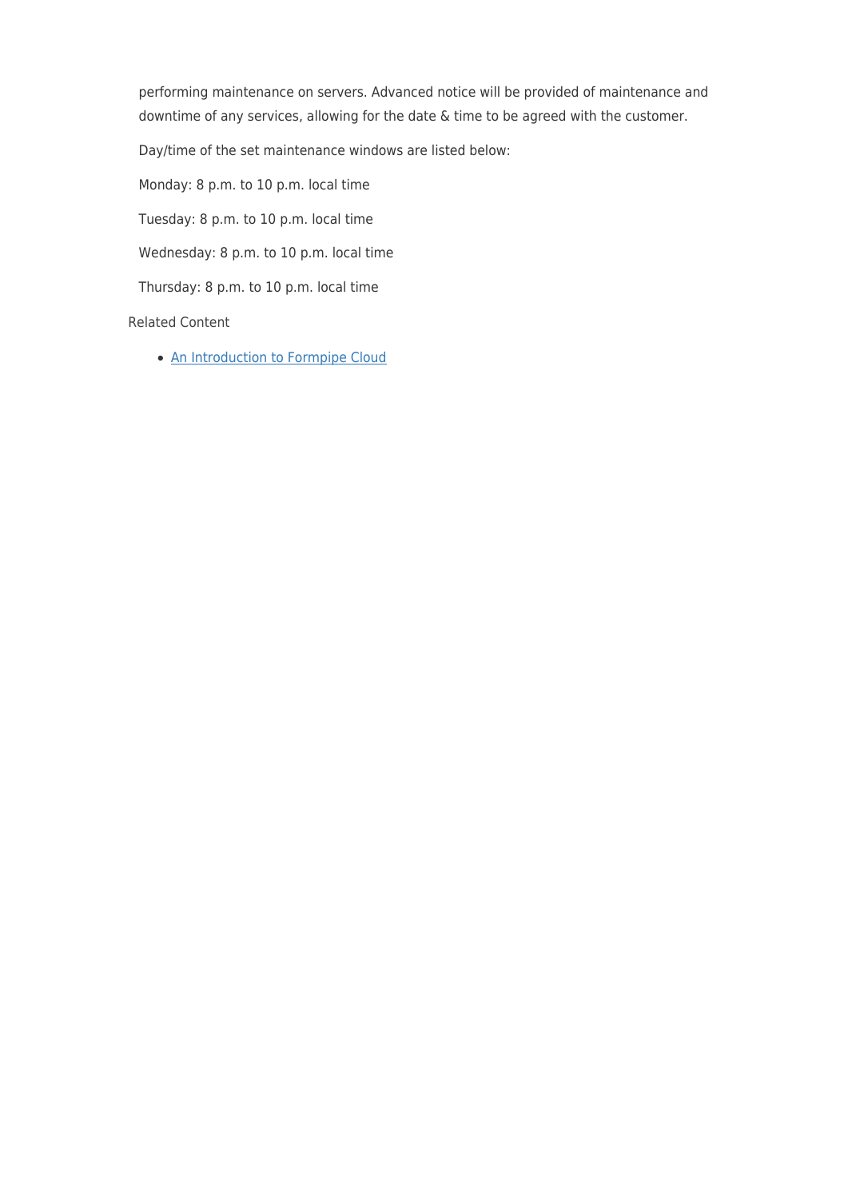performing maintenance on servers. Advanced notice will be provided of maintenance and downtime of any services, allowing for the date & time to be agreed with the customer.

Day/time of the set maintenance windows are listed below:

Monday: 8 p.m. to 10 p.m. local time

Tuesday: 8 p.m. to 10 p.m. local time

Wednesday: 8 p.m. to 10 p.m. local time

Thursday: 8 p.m. to 10 p.m. local time

Related Content

- An Introduction to Formpipe Cloud